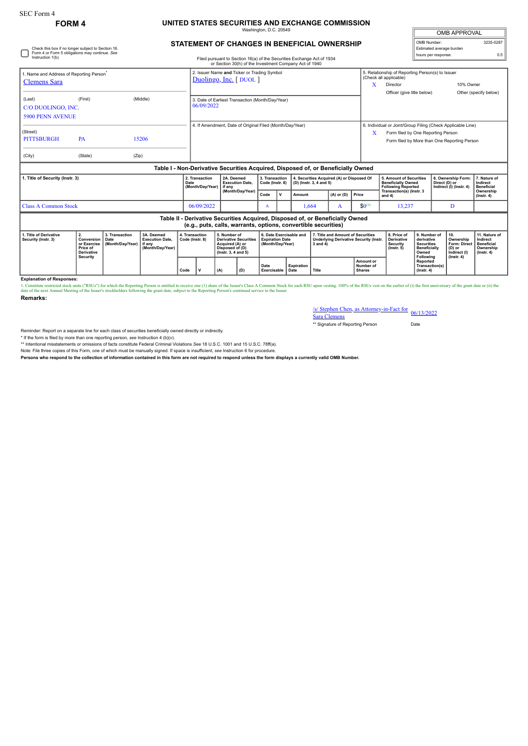SEC Form 4

**FORM 4**

# UNITED STATES SECURITIES AND EXCHANGE COMMISSION

Washington, D.C. 20549

## STATEMENT OF CHANGES IN BENEFICIAL OWNERSHIP

Filed pursuant to Section 16(a) of the Securities Exchange Act of 1934 or Section 30(h) of the Investment Company Act of 1940

| OMB APPROVAL | |
|---|---|
| OMB Number: | 3235-0287 |
| Estimated average burden | |
| hours per response: | 0.5 |

☐ Check this box if no longer subject to Section 16. Form 4 or Form 5 obligations may continue. *See* Instruction 1(b).

1. Name and Address of Reporting Person*
Clemens Sara

(Last) (First) (Middle)
C/O DUOLINGO, INC.
5900 PENN AVENUE

(Street)
PITTSBURGH PA 15206

(City) (State) (Zip)

2. Issuer Name **and** Ticker or Trading Symbol
Duolingo, Inc. [ DUOL ]

3. Date of Earliest Transaction (Month/Day/Year)
06/09/2022

4. If Amendment, Date of Original Filed (Month/Day/Year)

5. Relationship of Reporting Person(s) to Issuer (Check all applicable)
X Director
10% Owner
Officer (give title below)
Other (specify below)

6. Individual or Joint/Group Filing (Check Applicable Line)
X Form filed by One Reporting Person
Form filed by More than One Reporting Person

### Table I - Non-Derivative Securities Acquired, Disposed of, or Beneficially Owned

| 1. Title of Security (Instr. 3) | 2. Transaction Date (Month/Day/Year) | 2A. Deemed Execution Date, if any (Month/Day/Year) | 3. Transaction Code (Instr. 8) | | 4. Securities Acquired (A) or Disposed Of (D) (Instr. 3, 4 and 5) | | | 5. Amount of Securities Beneficially Owned Following Reported Transaction(s) (Instr. 3 and 4) | 6. Ownership Form: Direct (D) or Indirect (I) (Instr. 4) | 7. Nature of Indirect Beneficial Ownership (Instr. 4) |
|---|---|---|---|---|---|---|---|---|---|---|
| | | | Code | V | Amount | (A) or (D) | Price | | | |
| Class A Common Stock | 06/09/2022 | | A | | 1,664 | A | $0[1] | 13,237 | D | |

### Table II - Derivative Securities Acquired, Disposed of, or Beneficially Owned (e.g., puts, calls, warrants, options, convertible securities)

| 1. Title of Derivative Security (Instr. 3) | 2. Conversion or Exercise Price of Derivative Security | 3. Transaction Date (Month/Day/Year) | 3A. Deemed Execution Date, if any (Month/Day/Year) | 4. Transaction Code (Instr. 8) | | 5. Number of Derivative Securities Acquired (A) or Disposed of (D) (Instr. 3, 4 and 5) | | 6. Date Exercisable and Expiration Date (Month/Day/Year) | | 7. Title and Amount of Securities Underlying Derivative Security (Instr. 3 and 4) | | 8. Price of Derivative Security (Instr. 5) | 9. Number of derivative Securities Beneficially Owned Following Reported Transaction(s) (Instr. 4) | 10. Ownership Form: Direct (D) or Indirect (I) (Instr. 4) | 11. Nature of Indirect Beneficial Ownership (Instr. 4) |
|---|---|---|---|---|---|---|---|---|---|---|---|---|---|---|---|
| | | | | Code | V | (A) | (D) | Date Exercisable | Expiration Date | Title | Amount or Number of Shares | | | | |

**Explanation of Responses:**

1. Constitute restricted stock units ("RSUs") for which the Reporting Person is entitled to receive one (1) share of the Issuer's Class A Common Stock for each RSU upon vesting. 100% of the RSUs vest on the earlier of (i) the first anniversary of the grant date or (ii) the date of the next Annual Meeting of the Issuer's stockholders following the grant date, subject to the Reporting Person's continued service to the Issuer.

**Remarks:**

/s/ Stephen Chen, as Attorney-in-Fact for Sara Clemens — 06/13/2022

** Signature of Reporting Person — Date

Reminder: Report on a separate line for each class of securities beneficially owned directly or indirectly.

* If the form is filed by more than one reporting person, *see* Instruction 4 (b)(v).

** Intentional misstatements or omissions of facts constitute Federal Criminal Violations *See* 18 U.S.C. 1001 and 15 U.S.C. 78ff(a).

Note: File three copies of this Form, one of which must be manually signed. If space is insufficient, *see* Instruction 6 for procedure.

**Persons who respond to the collection of information contained in this form are not required to respond unless the form displays a currently valid OMB Number.**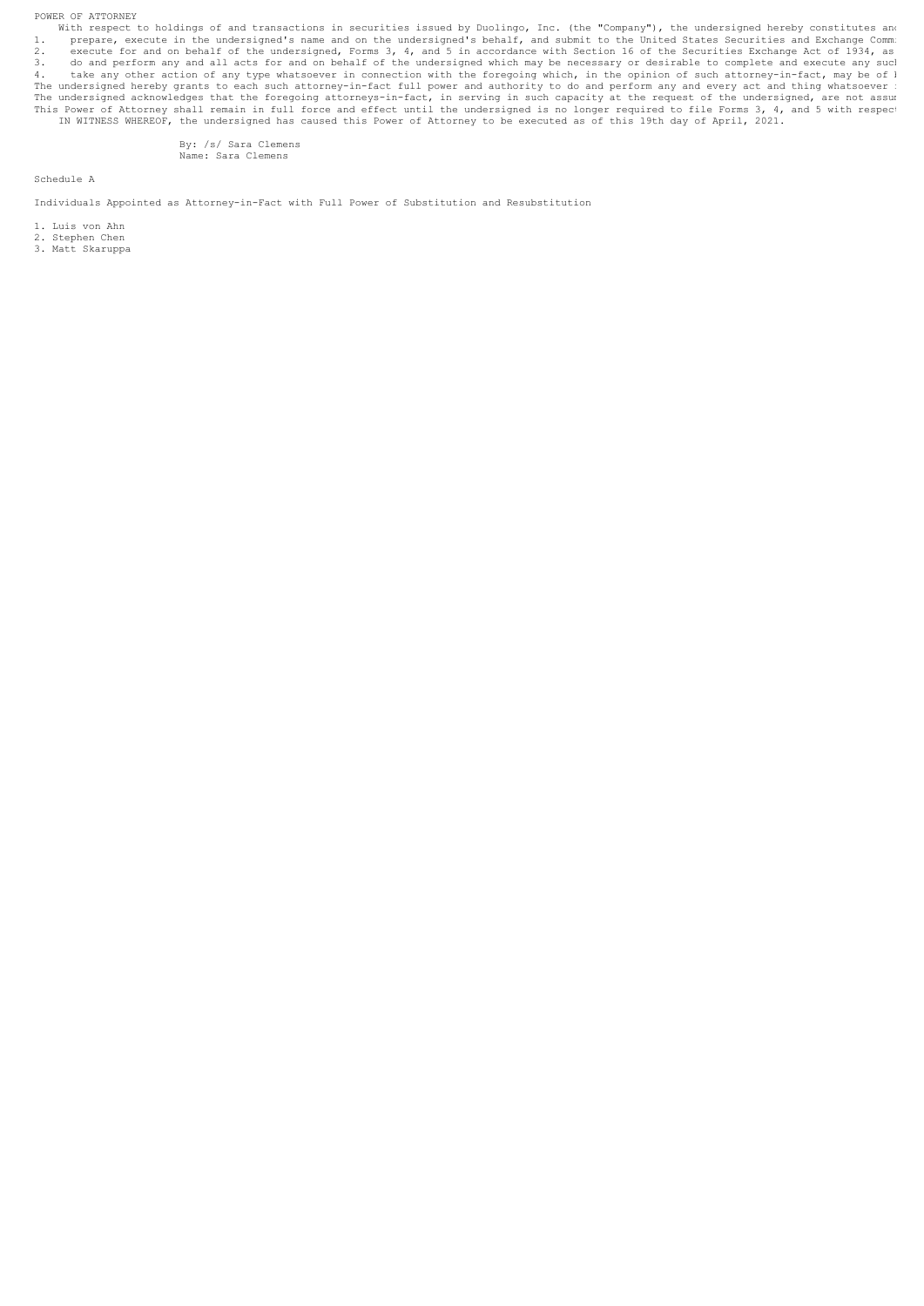POWER OF ATTORNEY

With respect to holdings of and transactions in securities issued by Duolingo, Inc. (the "Company"), the undersigned hereby constitutes and

1. prepare, execute in the undersigned's name and on the undersigned's behalf, and submit to the United States Securities and Exchange Comm
2. execute for and on behalf of the undersigned, Forms 3, 4, and 5 in accordance with Section 16 of the Securities Exchange Act of 1934, as
3. do and perform any and all acts for and on behalf of the undersigned which may be necessary or desirable to complete and execute any such
4. take any other action of any type whatsoever in connection with the foregoing which, in the opinion of such attorney-in-fact, may be of b

The undersigned hereby grants to each such attorney-in-fact full power and authority to do and perform any and every act and thing whatsoever r

The undersigned acknowledges that the foregoing attorneys-in-fact, in serving in such capacity at the request of the undersigned, are not assum

This Power of Attorney shall remain in full force and effect until the undersigned is no longer required to file Forms 3, 4, and 5 with respect

IN WITNESS WHEREOF, the undersigned has caused this Power of Attorney to be executed as of this 19th day of April, 2021.

By: /s/ Sara Clemens
Name: Sara Clemens

Schedule A

Individuals Appointed as Attorney-in-Fact with Full Power of Substitution and Resubstitution

1. Luis von Ahn
2. Stephen Chen
3. Matt Skaruppa